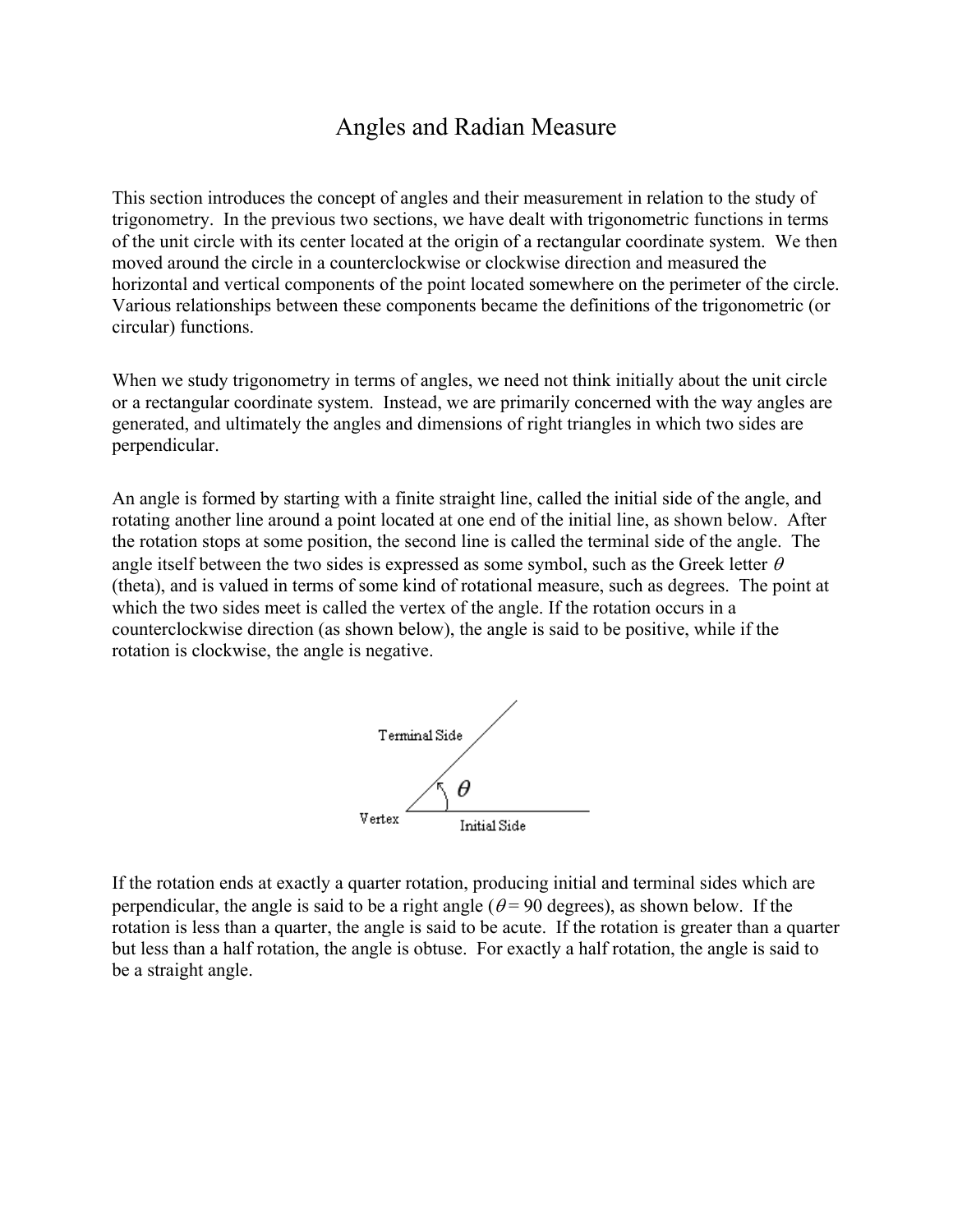# Angles and Radian Measure

This section introduces the concept of angles and their measurement in relation to the study of trigonometry. In the previous two sections, we have dealt with trigonometric functions in terms of the unit circle with its center located at the origin of a rectangular coordinate system. We then moved around the circle in a counterclockwise or clockwise direction and measured the horizontal and vertical components of the point located somewhere on the perimeter of the circle. Various relationships between these components became the definitions of the trigonometric (or circular) functions.

When we study trigonometry in terms of angles, we need not think initially about the unit circle or a rectangular coordinate system. Instead, we are primarily concerned with the way angles are generated, and ultimately the angles and dimensions of right triangles in which two sides are perpendicular.

An angle is formed by starting with a finite straight line, called the initial side of the angle, and rotating another line around a point located at one end of the initial line, as shown below. After the rotation stops at some position, the second line is called the terminal side of the angle. The angle itself between the two sides is expressed as some symbol, such as the Greek letter $\theta$ (theta), and is valued in terms of some kind of rotational measure, such as degrees. The point at which the two sides meet is called the vertex of the angle. If the rotation occurs in a counterclockwise direction (as shown below), the angle is said to be positive, while if the rotation is clockwise, the angle is negative.

If the rotation ends at exactly a quarter rotation, producing initial and terminal sides which are perpendicular, the angle is said to be a right angle ($\theta = 90$ degrees), as shown below. If the rotation is less than a quarter, the angle is said to be acute. If the rotation is greater than a quarter but less than a half rotation, the angle is obtuse. For exactly a half rotation, the angle is said to be a straight angle.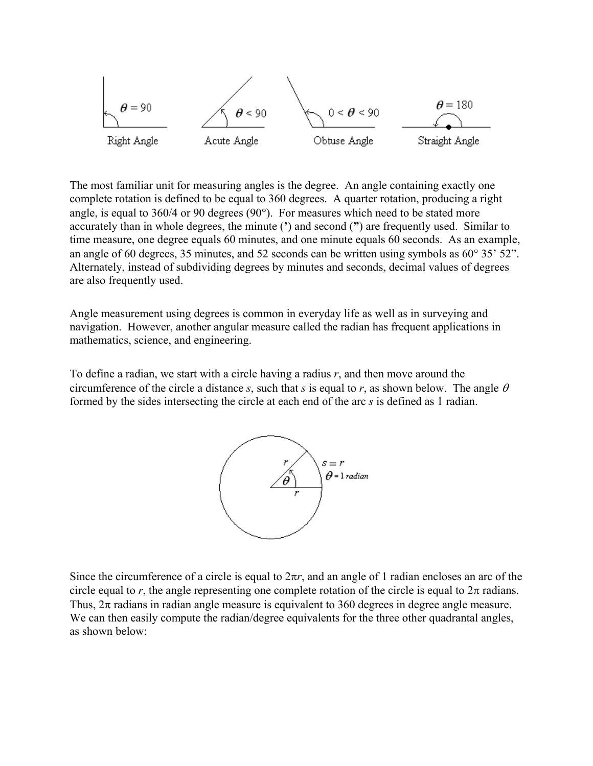Right Angle $\theta = 90$ Acute Angle $\theta < 90$ Obtuse Angle $0 < \theta < 90$ Straight Angle $\theta = 180$

The most familiar unit for measuring angles is the degree. An angle containing exactly one complete rotation is defined to be equal to 360 degrees. A quarter rotation, producing a right angle, is equal to 360/4 or 90 degrees (90°). For measures which need to be stated more accurately than in whole degrees, the minute (') and second (") are frequently used. Similar to time measure, one degree equals 60 minutes, and one minute equals 60 seconds. As an example, an angle of 60 degrees, 35 minutes, and 52 seconds can be written using symbols as 60° 35' 52". Alternately, instead of subdividing degrees by minutes and seconds, decimal values of degrees are also frequently used.

Angle measurement using degrees is common in everyday life as well as in surveying and navigation. However, another angular measure called the radian has frequent applications in mathematics, science, and engineering.

To define a radian, we start with a circle having a radius $r$, and then move around the circumference of the circle a distance $s$, such that $s$ is equal to $r$, as shown below. The angle $\theta$ formed by the sides intersecting the circle at each end of the arc $s$ is defined as 1 radian.

$s = r$

$\theta = 1$ radian

Since the circumference of a circle is equal to $2\pi r$, and an angle of 1 radian encloses an arc of the circle equal to $r$, the angle representing one complete rotation of the circle is equal to $2\pi$ radians. Thus, $2\pi$ radians in radian angle measure is equivalent to 360 degrees in degree angle measure. We can then easily compute the radian/degree equivalents for the three other quadrantal angles, as shown below: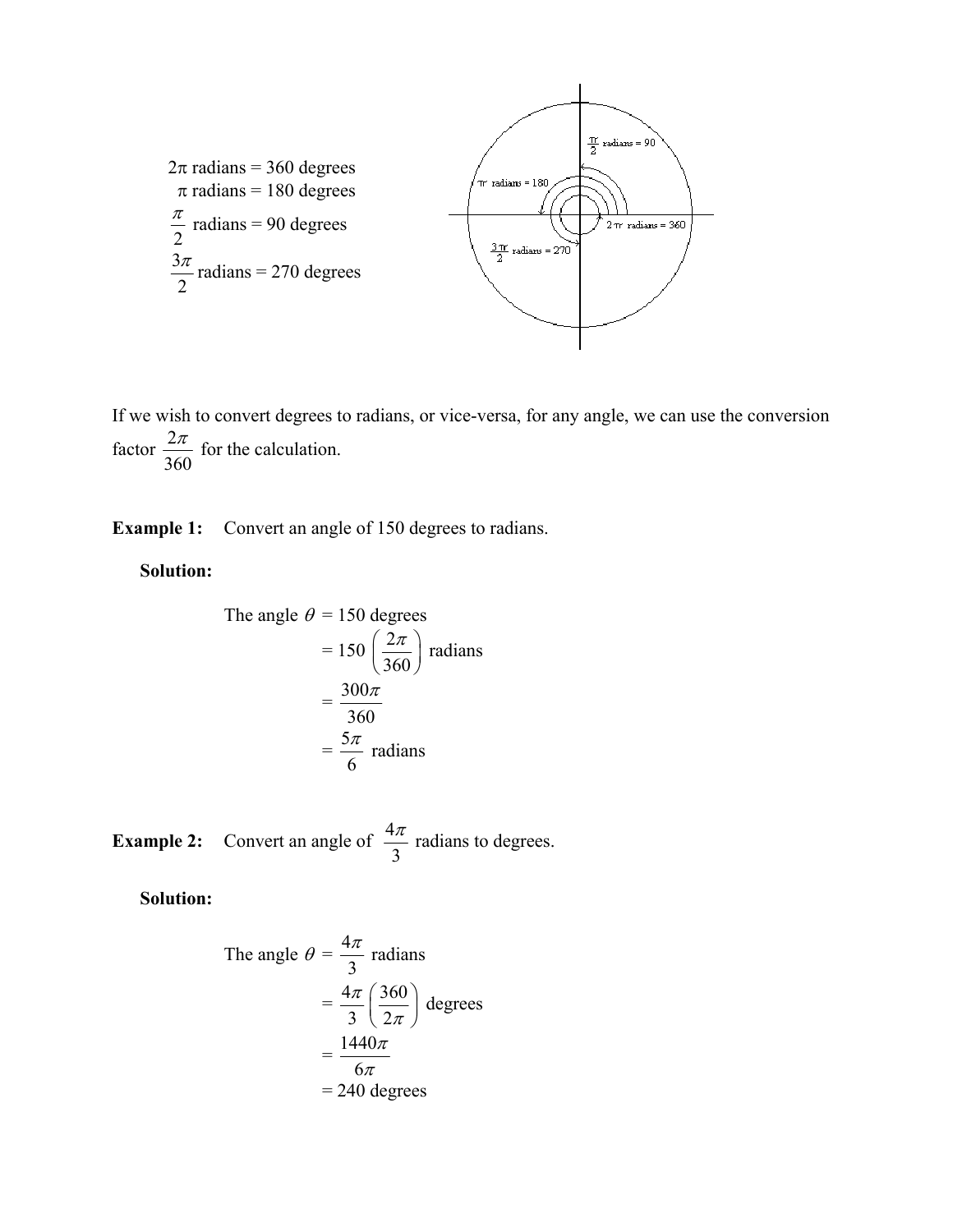$2\pi$ radians = 360 degrees

$\pi$ radians = 180 degrees

$\dfrac{\pi}{2}$ radians = 90 degrees

$\dfrac{3\pi}{2}$ radians = 270 degrees

$\frac{\pi}{2}$ radians = 90

$\pi$ radians = 180

$2\pi$ radians = 360

$\frac{3\pi}{2}$ radians = 270

If we wish to convert degrees to radians, or vice-versa, for any angle, we can use the conversion factor $\dfrac{2\pi}{360}$ for the calculation.

**Example 1:** Convert an angle of 150 degrees to radians.

**Solution:**

$$
\begin{aligned}
\text{The angle } \theta &= 150 \text{ degrees} \\
&= 150\left(\frac{2\pi}{360}\right) \text{ radians} \\
&= \frac{300\pi}{360} \\
&= \frac{5\pi}{6} \text{ radians}
\end{aligned}
$$

**Example 2:** Convert an angle of $\dfrac{4\pi}{3}$ radians to degrees.

**Solution:**

$$
\begin{aligned}
\text{The angle } \theta &= \frac{4\pi}{3} \text{ radians} \\
&= \frac{4\pi}{3}\left(\frac{360}{2\pi}\right) \text{ degrees} \\
&= \frac{1440\pi}{6\pi} \\
&= 240 \text{ degrees}
\end{aligned}
$$